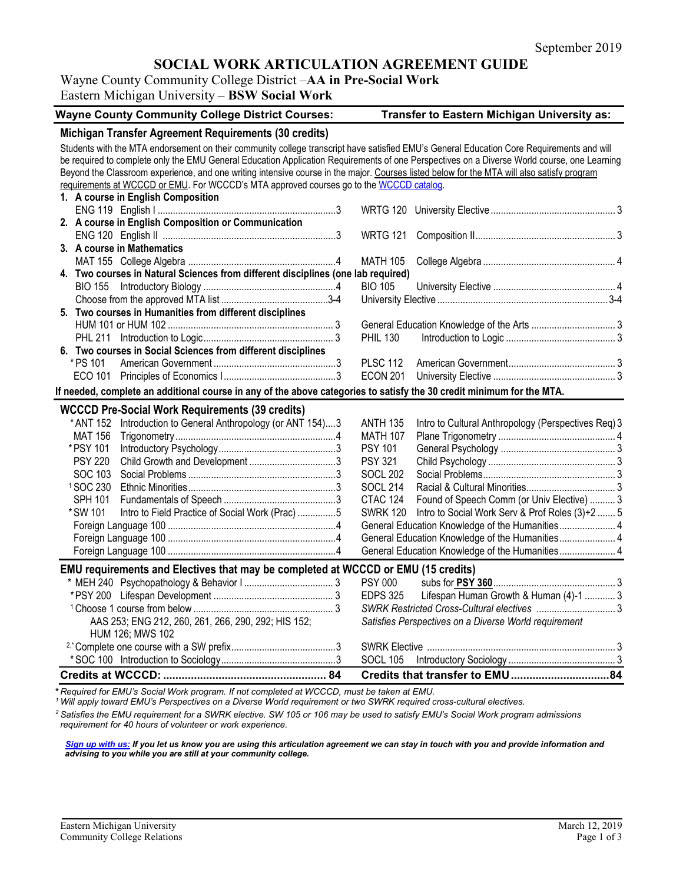September 2019

# SOCIAL WORK ARTICULATION AGREEMENT GUIDE

Wayne County Community College District –**AA in Pre-Social Work**
Eastern Michigan University – **BSW Social Work**

| Wayne County Community College District Courses: | | Transfer to Eastern Michigan University as: | |
|---|---|---|---|
| **Michigan Transfer Agreement Requirements (30 credits)** | | | |

Students with the MTA endorsement on their community college transcript have satisfied EMU's General Education Core Requirements and will be required to complete only the EMU General Education Application Requirements of one Perspectives on a Diverse World course, one Learning Beyond the Classroom experience, and one writing intensive course in the major. Courses listed below for the MTA will also satisfy program requirements at WCCCD or EMU. For WCCCD's MTA approved courses go to the WCCCD catalog.

| WCCCD Course | Credits | EMU Course | Credits |
|---|---|---|---|
| **1. A course in English Composition** | | | |
| ENG 119 English I | 3 | WRTG 120 University Elective | 3 |
| **2. A course in English Composition or Communication** | | | |
| ENG 120 English II | 3 | WRTG 121 Composition II | 3 |
| **3. A course in Mathematics** | | | |
| MAT 155 College Algebra | 4 | MATH 105 College Algebra | 4 |
| **4. Two courses in Natural Sciences from different disciplines (one lab required)** | | | |
| BIO 155 Introductory Biology | 4 | BIO 105 University Elective | 4 |
| Choose from the approved MTA list | 3-4 | University Elective | 3-4 |
| **5. Two courses in Humanities from different disciplines** | | | |
| HUM 101 or HUM 102 | 3 | General Education Knowledge of the Arts | 3 |
| PHL 211 Introduction to Logic | 3 | PHIL 130 Introduction to Logic | 3 |
| **6. Two courses in Social Sciences from different disciplines** | | | |
| *PS 101 American Government | 3 | PLSC 112 American Government | 3 |
| ECO 101 Principles of Economics I | 3 | ECON 201 University Elective | 3 |

**If needed, complete an additional course in any of the above categories to satisfy the 30 credit minimum for the MTA.**

| WCCCD Course | Credits | EMU Course | Credits |
|---|---|---|---|
| **WCCCD Pre-Social Work Requirements (39 credits)** | | | |
| *ANT 152 Introduction to General Anthropology (or ANT 154) | 3 | ANTH 135 Intro to Cultural Anthropology (Perspectives Req) | 3 |
| MAT 156 Trigonometry | 4 | MATH 107 Plane Trigonometry | 4 |
| *PSY 101 Introductory Psychology | 3 | PSY 101 General Psychology | 3 |
| PSY 220 Child Growth and Development | 3 | PSY 321 Child Psychology | 3 |
| SOC 103 Social Problems | 3 | SOCL 202 Social Problems | 3 |
| [1]SOC 230 Ethnic Minorities | 3 | SOCL 214 Racial & Cultural Minorities | 3 |
| SPH 101 Fundamentals of Speech | 3 | CTAC 124 Found of Speech Comm (or Univ Elective) | 3 |
| *SW 101 Intro to Field Practice of Social Work (Prac) | 5 | SWRK 120 Intro to Social Work Serv & Prof Roles (3)+2 | 5 |
| Foreign Language 100 | 4 | General Education Knowledge of the Humanities | 4 |
| Foreign Language 100 | 4 | General Education Knowledge of the Humanities | 4 |
| Foreign Language 100 | 4 | General Education Knowledge of the Humanities | 4 |
| **EMU requirements and Electives that may be completed at WCCCD or EMU (15 credits)** | | | |
| * MEH 240 Psychopathology & Behavior I | 3 | PSY 000 subs for **PSY 360** | 3 |
| *PSY 200 Lifespan Development | 3 | EDPS 325 Lifespan Human Growth & Human (4)-1 | 3 |
| [1]Choose 1 course from below: AAS 253; ENG 212, 260, 261, 266, 290, 292; HIS 152; HUM 126; MWS 102 | 3 | *SWRK Restricted Cross-Cultural electives* — *Satisfies Perspectives on a Diverse World requirement* | 3 |
| [2,*]Complete one course with a SW prefix | 3 | SWRK Elective | 3 |
| *SOC 100 Introduction to Sociology | 3 | SOCL 105 Introductory Sociology | 3 |
| **Credits at WCCCD:** | **84** | **Credits that transfer to EMU** | **84** |

*\* Required for EMU's Social Work program. If not completed at WCCCD, must be taken at EMU.*
*[1] Will apply toward EMU's Perspectives on a Diverse World requirement or two SWRK required cross-cultural electives.*
*[2] Satisfies the EMU requirement for a SWRK elective. SW 105 or 106 may be used to satisfy EMU's Social Work program admissions requirement for 40 hours of volunteer or work experience.*

***Sign up with us:** If you let us know you are using this articulation agreement we can stay in touch with you and provide information and advising to you while you are still at your community college.*

Eastern Michigan University
Community College Relations

March 12, 2019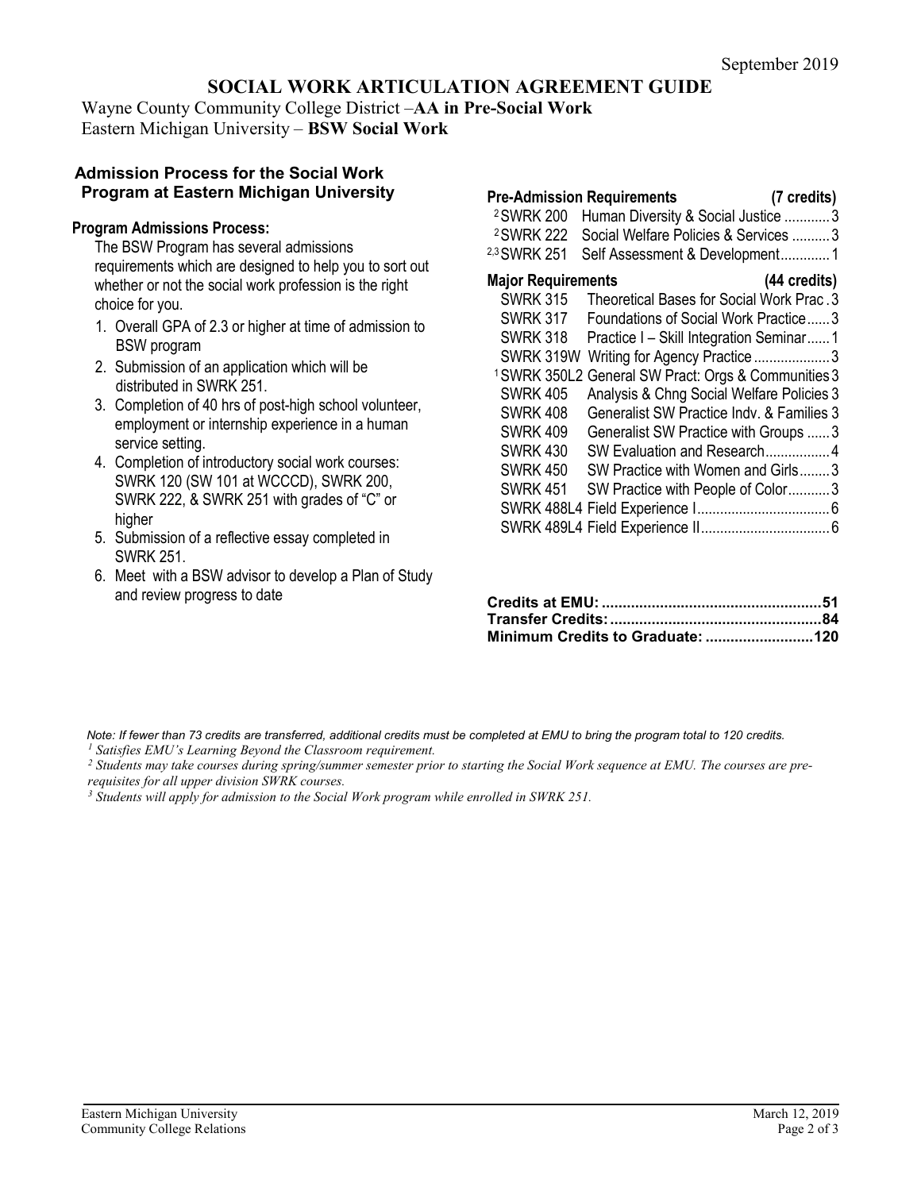September 2019

# SOCIAL WORK ARTICULATION AGREEMENT GUIDE

Wayne County Community College District –**AA in Pre-Social Work**
Eastern Michigan University – **BSW Social Work**

## Admission Process for the Social Work Program at Eastern Michigan University

### Program Admissions Process:

The BSW Program has several admissions requirements which are designed to help you to sort out whether or not the social work profession is the right choice for you.

1. Overall GPA of 2.3 or higher at time of admission to BSW program
2. Submission of an application which will be distributed in SWRK 251.
3. Completion of 40 hrs of post-high school volunteer, employment or internship experience in a human service setting.
4. Completion of introductory social work courses: SWRK 120 (SW 101 at WCCCD), SWRK 200, SWRK 222, & SWRK 251 with grades of "C" or higher
5. Submission of a reflective essay completed in SWRK 251.
6. Meet with a BSW advisor to develop a Plan of Study and review progress to date

**Pre-Admission Requirements (7 credits)**

| Course | Title | Credits |
|---|---|---|
| [2]SWRK 200 | Human Diversity & Social Justice | 3 |
| [2]SWRK 222 | Social Welfare Policies & Services | 3 |
| [2,3]SWRK 251 | Self Assessment & Development | 1 |

**Major Requirements (44 credits)**

| Course | Title | Credits |
|---|---|---|
| SWRK 315 | Theoretical Bases for Social Work Prac | 3 |
| SWRK 317 | Foundations of Social Work Practice | 3 |
| SWRK 318 | Practice I – Skill Integration Seminar | 1 |
| SWRK 319W | Writing for Agency Practice | 3 |
| [1]SWRK 350L2 | General SW Pract: Orgs & Communities | 3 |
| SWRK 405 | Analysis & Chng Social Welfare Policies | 3 |
| SWRK 408 | Generalist SW Practice Indv. & Families | 3 |
| SWRK 409 | Generalist SW Practice with Groups | 3 |
| SWRK 430 | SW Evaluation and Research | 4 |
| SWRK 450 | SW Practice with Women and Girls | 3 |
| SWRK 451 | SW Practice with People of Color | 3 |
| SWRK 488L4 | Field Experience I | 6 |
| SWRK 489L4 | Field Experience II | 6 |

**Credits at EMU: ....................................................51**
**Transfer Credits: ..................................................84**
**Minimum Credits to Graduate: ..........................120**

*Note: If fewer than 73 credits are transferred, additional credits must be completed at EMU to bring the program total to 120 credits.*

*[1] Satisfies EMU's Learning Beyond the Classroom requirement.*

*[2] Students may take courses during spring/summer semester prior to starting the Social Work sequence at EMU. The courses are pre-requisites for all upper division SWRK courses.*

*[3] Students will apply for admission to the Social Work program while enrolled in SWRK 251.*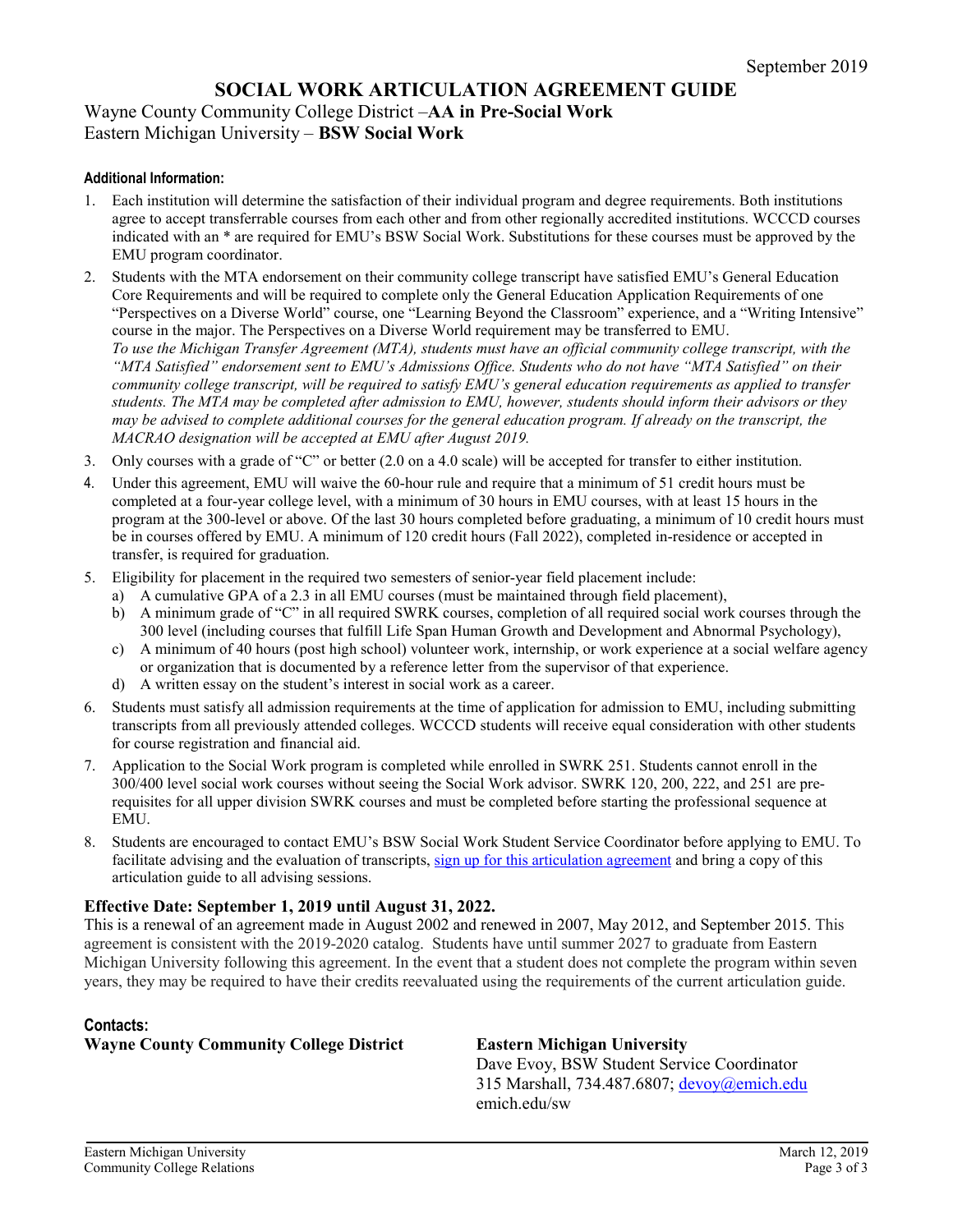September 2019

# SOCIAL WORK ARTICULATION AGREEMENT GUIDE

Wayne County Community College District –**AA in Pre-Social Work**
Eastern Michigan University – **BSW Social Work**

**Additional Information:**

1. Each institution will determine the satisfaction of their individual program and degree requirements. Both institutions agree to accept transferrable courses from each other and from other regionally accredited institutions. WCCCD courses indicated with an * are required for EMU's BSW Social Work. Substitutions for these courses must be approved by the EMU program coordinator.
2. Students with the MTA endorsement on their community college transcript have satisfied EMU's General Education Core Requirements and will be required to complete only the General Education Application Requirements of one "Perspectives on a Diverse World" course, one "Learning Beyond the Classroom" experience, and a "Writing Intensive" course in the major. The Perspectives on a Diverse World requirement may be transferred to EMU.
*To use the Michigan Transfer Agreement (MTA), students must have an official community college transcript, with the "MTA Satisfied" endorsement sent to EMU's Admissions Office. Students who do not have "MTA Satisfied" on their community college transcript, will be required to satisfy EMU's general education requirements as applied to transfer students. The MTA may be completed after admission to EMU, however, students should inform their advisors or they may be advised to complete additional courses for the general education program. If already on the transcript, the MACRAO designation will be accepted at EMU after August 2019.*
3. Only courses with a grade of "C" or better (2.0 on a 4.0 scale) will be accepted for transfer to either institution.
4. Under this agreement, EMU will waive the 60-hour rule and require that a minimum of 51 credit hours must be completed at a four-year college level, with a minimum of 30 hours in EMU courses, with at least 15 hours in the program at the 300-level or above. Of the last 30 hours completed before graduating, a minimum of 10 credit hours must be in courses offered by EMU. A minimum of 120 credit hours (Fall 2022), completed in-residence or accepted in transfer, is required for graduation.
5. Eligibility for placement in the required two semesters of senior-year field placement include:
   a) A cumulative GPA of a 2.3 in all EMU courses (must be maintained through field placement),
   b) A minimum grade of "C" in all required SWRK courses, completion of all required social work courses through the 300 level (including courses that fulfill Life Span Human Growth and Development and Abnormal Psychology),
   c) A minimum of 40 hours (post high school) volunteer work, internship, or work experience at a social welfare agency or organization that is documented by a reference letter from the supervisor of that experience.
   d) A written essay on the student's interest in social work as a career.
6. Students must satisfy all admission requirements at the time of application for admission to EMU, including submitting transcripts from all previously attended colleges. WCCCD students will receive equal consideration with other students for course registration and financial aid.
7. Application to the Social Work program is completed while enrolled in SWRK 251. Students cannot enroll in the 300/400 level social work courses without seeing the Social Work advisor. SWRK 120, 200, 222, and 251 are pre-requisites for all upper division SWRK courses and must be completed before starting the professional sequence at EMU.
8. Students are encouraged to contact EMU's BSW Social Work Student Service Coordinator before applying to EMU. To facilitate advising and the evaluation of transcripts, sign up for this articulation agreement and bring a copy of this articulation guide to all advising sessions.

**Effective Date: September 1, 2019 until August 31, 2022.**

This is a renewal of an agreement made in August 2002 and renewed in 2007, May 2012, and September 2015. This agreement is consistent with the 2019-2020 catalog. Students have until summer 2027 to graduate from Eastern Michigan University following this agreement. In the event that a student does not complete the program within seven years, they may be required to have their credits reevaluated using the requirements of the current articulation guide.

**Contacts:**

**Wayne County Community College District**

**Eastern Michigan University**
Dave Evoy, BSW Student Service Coordinator
315 Marshall, 734.487.6807; devoy@emich.edu
emich.edu/sw